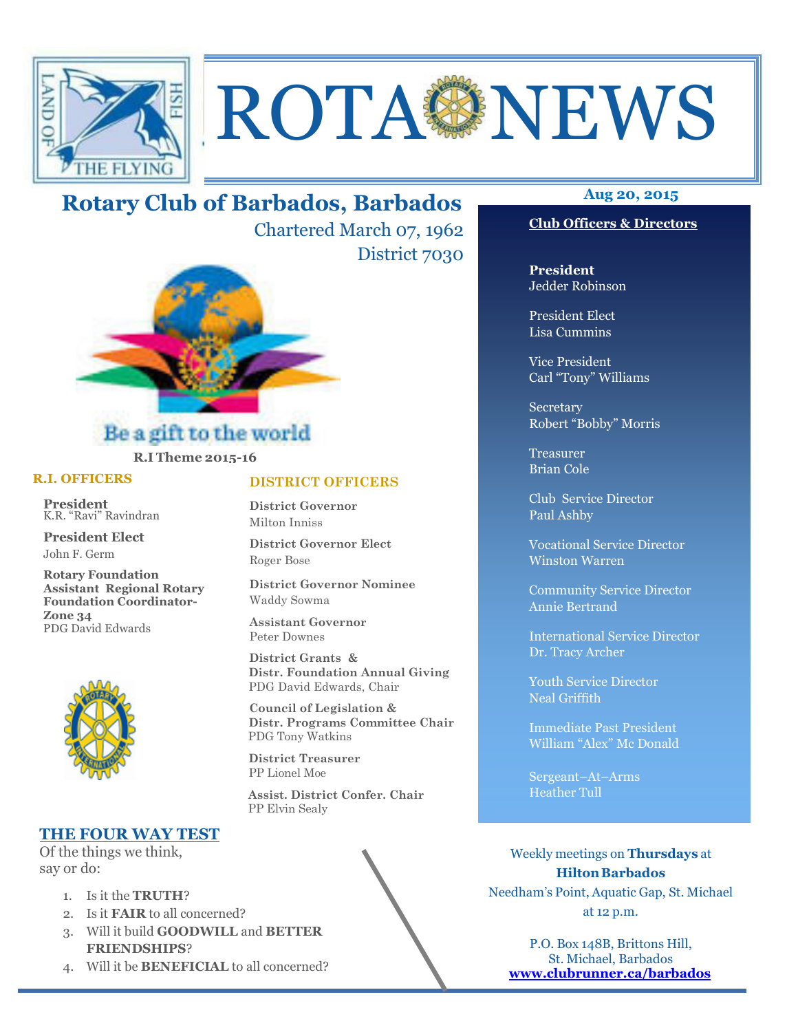# ROTA NEWS

## Rotary Club of Barbados, Barbados

Chartered March 07, 1962

District 7030

Be a gift to the world

**R.I Theme 2015-16**

Aug 20, 2015

### R.I. OFFICERS

**President**
K.R. "Ravi" Ravindran

**President Elect**
John F. Germ

**Rotary Foundation Assistant Regional Rotary Foundation Coordinator- Zone 34**
PDG David Edwards

### DISTRICT OFFICERS

**District Governor**
Milton Inniss

**District Governor Elect**
Roger Bose

**District Governor Nominee**
Waddy Sowma

**Assistant Governor**
Peter Downes

**District Grants & Distr. Foundation Annual Giving**
PDG David Edwards, Chair

**Council of Legislation & Distr. Programs Committee Chair**
PDG Tony Watkins

**District Treasurer**
PP Lionel Moe

**Assist. District Confer. Chair**
PP Elvin Sealy

### Club Officers & Directors

**President**
Jedder Robinson

President Elect
Lisa Cummins

Vice President
Carl "Tony" Williams

Secretary
Robert "Bobby" Morris

Treasurer
Brian Cole

Club Service Director
Paul Ashby

Vocational Service Director
Winston Warren

Community Service Director
Annie Bertrand

International Service Director
Dr. Tracy Archer

Youth Service Director
Neal Griffith

Immediate Past President
William "Alex" Mc Donald

Sergeant–At–Arms
Heather Tull

### THE FOUR WAY TEST

Of the things we think, say or do:

1. Is it the **TRUTH**?
2. Is it **FAIR** to all concerned?
3. Will it build **GOODWILL** and **BETTER FRIENDSHIPS**?
4. Will it be **BENEFICIAL** to all concerned?

Weekly meetings on **Thursdays** at **Hilton Barbados**
Needham's Point, Aquatic Gap, St. Michael at 12 p.m.

P.O. Box 148B, Brittons Hill,
St. Michael, Barbados
**www.clubrunner.ca/barbados**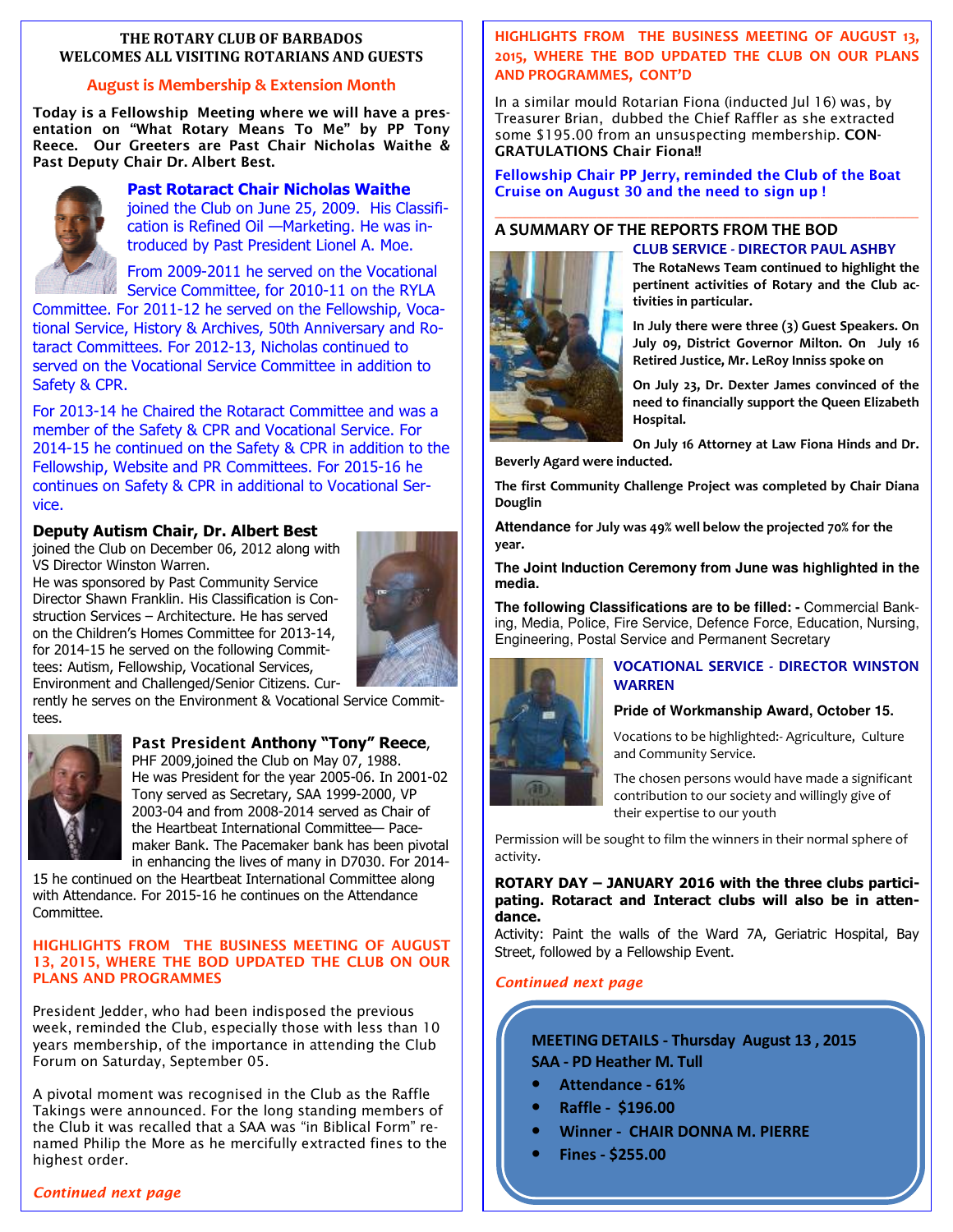**THE ROTARY CLUB OF BARBADOS**
**WELCOMES ALL VISITING ROTARIANS AND GUESTS**

## August is Membership & Extension Month

**Today is a Fellowship Meeting where we will have a presentation on "What Rotary Means To Me" by PP Tony Reece. Our Greeters are Past Chair Nicholas Waithe & Past Deputy Chair Dr. Albert Best.**

### Past Rotaract Chair Nicholas Waithe

joined the Club on June 25, 2009. His Classification is Refined Oil —Marketing. He was introduced by Past President Lionel A. Moe.

From 2009-2011 he served on the Vocational Service Committee, for 2010-11 on the RYLA Committee. For 2011-12 he served on the Fellowship, Vocational Service, History & Archives, 50th Anniversary and Rotaract Committees. For 2012-13, Nicholas continued to served on the Vocational Service Committee in addition to Safety & CPR.

For 2013-14 he Chaired the Rotaract Committee and was a member of the Safety & CPR and Vocational Service. For 2014-15 he continued on the Safety & CPR in addition to the Fellowship, Website and PR Committees. For 2015-16 he continues on Safety & CPR in additional to Vocational Service.

### Deputy Autism Chair, Dr. Albert Best

joined the Club on December 06, 2012 along with VS Director Winston Warren.
He was sponsored by Past Community Service Director Shawn Franklin. His Classification is Construction Services – Architecture. He has served on the Children's Homes Committee for 2013-14, for 2014-15 he served on the following Committees: Autism, Fellowship, Vocational Services, Environment and Challenged/Senior Citizens. Currently he serves on the Environment & Vocational Service Committees.

### Past President Anthony "Tony" Reece,

PHF 2009,joined the Club on May 07, 1988.
He was President for the year 2005-06. In 2001-02 Tony served as Secretary, SAA 1999-2000, VP 2003-04 and from 2008-2014 served as Chair of the Heartbeat International Committee— Pacemaker Bank. The Pacemaker bank has been pivotal in enhancing the lives of many in D7030. For 2014-15 he continued on the Heartbeat International Committee along with Attendance. For 2015-16 he continues on the Attendance Committee.

## HIGHLIGHTS FROM THE BUSINESS MEETING OF AUGUST 13, 2015, WHERE THE BOD UPDATED THE CLUB ON OUR PLANS AND PROGRAMMES

President Jedder, who had been indisposed the previous week, reminded the Club, especially those with less than 10 years membership, of the importance in attending the Club Forum on Saturday, September 05.

A pivotal moment was recognised in the Club as the Raffle Takings were announced. For the long standing members of the Club it was recalled that a SAA was "in Biblical Form" renamed Philip the More as he mercifully extracted fines to the highest order.

*Continued next page*

## HIGHLIGHTS FROM THE BUSINESS MEETING OF AUGUST 13, 2015, WHERE THE BOD UPDATED THE CLUB ON OUR PLANS AND PROGRAMMES, CONT'D

In a similar mould Rotarian Fiona (inducted Jul 16) was, by Treasurer Brian, dubbed the Chief Raffler as she extracted some $195.00 from an unsuspecting membership. **CONGRATULATIONS Chair Fiona!!**

**Fellowship Chair PP Jerry, reminded the Club of the Boat Cruise on August 30 and the need to sign up !**

## A SUMMARY OF THE REPORTS FROM THE BOD

### CLUB SERVICE - DIRECTOR PAUL ASHBY

**The RotaNews Team continued to highlight the pertinent activities of Rotary and the Club activities in particular.**

**In July there were three (3) Guest Speakers. On July 09, District Governor Milton. On July 16 Retired Justice, Mr. LeRoy Inniss spoke on**

**On July 23, Dr. Dexter James convinced of the need to financially support the Queen Elizabeth Hospital.**

**On July 16 Attorney at Law Fiona Hinds and Dr. Beverly Agard were inducted.**

**The first Community Challenge Project was completed by Chair Diana Douglin**

**Attendance for July was 49% well below the projected 70% for the year.**

**The Joint Induction Ceremony from June was highlighted in the media.**

**The following Classifications are to be filled: -** Commercial Banking, Media, Police, Fire Service, Defence Force, Education, Nursing, Engineering, Postal Service and Permanent Secretary

### VOCATIONAL SERVICE - DIRECTOR WINSTON WARREN

**Pride of Workmanship Award, October 15.**

Vocations to be highlighted:- Agriculture, Culture and Community Service.

The chosen persons would have made a significant contribution to our society and willingly give of their expertise to our youth

Permission will be sought to film the winners in their normal sphere of activity.

**ROTARY DAY – JANUARY 2016 with the three clubs participating. Rotaract and Interact clubs will also be in attendance.**
Activity: Paint the walls of the Ward 7A, Geriatric Hospital, Bay Street, followed by a Fellowship Event.

*Continued next page*

**MEETING DETAILS - Thursday August 13 , 2015**
**SAA - PD Heather M. Tull**

- **Attendance - 61%**
- **Raffle - $196.00**
- **Winner - CHAIR DONNA M. PIERRE**
- **Fines - $255.00**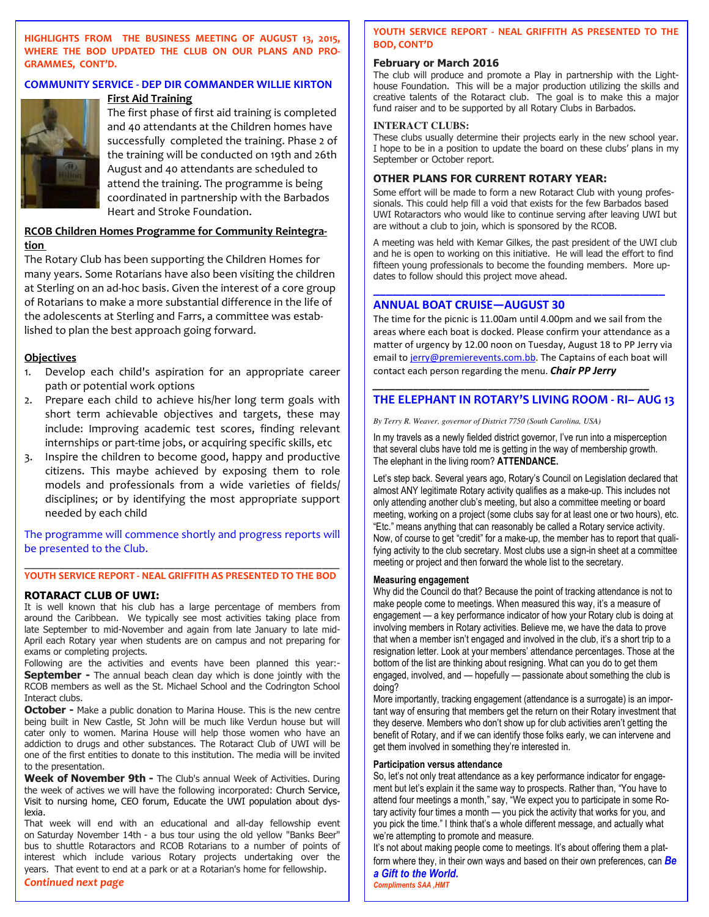**HIGHLIGHTS FROM THE BUSINESS MEETING OF AUGUST 13, 2015, WHERE THE BOD UPDATED THE CLUB ON OUR PLANS AND PROGRAMMES, CONT'D.**

## COMMUNITY SERVICE - DEP DIR COMMANDER WILLIE KIRTON

### First Aid Training

The first phase of first aid training is completed and 40 attendants at the Children homes have successfully completed the training. Phase 2 of the training will be conducted on 19th and 26th August and 40 attendants are scheduled to attend the training. The programme is being coordinated in partnership with the Barbados Heart and Stroke Foundation.

### RCOB Children Homes Programme for Community Reintegration

The Rotary Club has been supporting the Children Homes for many years. Some Rotarians have also been visiting the children at Sterling on an ad-hoc basis. Given the interest of a core group of Rotarians to make a more substantial difference in the life of the adolescents at Sterling and Farrs, a committee was established to plan the best approach going forward.

### Objectives

1. Develop each child's aspiration for an appropriate career path or potential work options
2. Prepare each child to achieve his/her long term goals with short term achievable objectives and targets, these may include: Improving academic test scores, finding relevant internships or part-time jobs, or acquiring specific skills, etc
3. Inspire the children to become good, happy and productive citizens. This maybe achieved by exposing them to role models and professionals from a wide varieties of fields/ disciplines; or by identifying the most appropriate support needed by each child

The programme will commence shortly and progress reports will be presented to the Club.

---

## YOUTH SERVICE REPORT - NEAL GRIFFITH AS PRESENTED TO THE BOD

### ROTARACT CLUB OF UWI:

It is well known that his club has a large percentage of members from around the Caribbean. We typically see most activities taking place from late September to mid-November and again from late January to late mid-April each Rotary year when students are on campus and not preparing for exams or completing projects.

Following are the activities and events have been planned this year:-

**September -** The annual beach clean day which is done jointly with the RCOB members as well as the St. Michael School and the Codrington School Interact clubs.

**October -** Make a public donation to Marina House. This is the new centre being built in New Castle, St John will be much like Verdun house but will cater only to women. Marina House will help those women who have an addiction to drugs and other substances. The Rotaract Club of UWI will be one of the first entities to donate to this institution. The media will be invited to the presentation.

**Week of November 9th -** The Club's annual Week of Activities. During the week of actives we will have the following incorporated: Church Service, Visit to nursing home, CEO forum, Educate the UWI population about dyslexia.

That week will end with an educational and all-day fellowship event on Saturday November 14th - a bus tour using the old yellow "Banks Beer" bus to shuttle Rotaractors and RCOB Rotarians to a number of points of interest which include various Rotary projects undertaking over the years. That event to end at a park or at a Rotarian's home for fellowship.

*Continued next page*

## YOUTH SERVICE REPORT - NEAL GRIFFITH AS PRESENTED TO THE BOD, CONT'D

### February or March 2016

The club will produce and promote a Play in partnership with the Lighthouse Foundation. This will be a major production utilizing the skills and creative talents of the Rotaract club. The goal is to make this a major fund raiser and to be supported by all Rotary Clubs in Barbados.

### INTERACT CLUBS:

These clubs usually determine their projects early in the new school year. I hope to be in a position to update the board on these clubs' plans in my September or October report.

### OTHER PLANS FOR CURRENT ROTARY YEAR:

Some effort will be made to form a new Rotaract Club with young professionals. This could help fill a void that exists for the few Barbados based UWI Rotaractors who would like to continue serving after leaving UWI but are without a club to join, which is sponsored by the RCOB.

A meeting was held with Kemar Gilkes, the past president of the UWI club and he is open to working on this initiative. He will lead the effort to find fifteen young professionals to become the founding members. More updates to follow should this project move ahead.

---

## ANNUAL BOAT CRUISE—AUGUST 30

The time for the picnic is 11.00am until 4.00pm and we sail from the areas where each boat is docked. Please confirm your attendance as a matter of urgency by 12.00 noon on Tuesday, August 18 to PP Jerry via email to jerry@premierevents.com.bb. The Captains of each boat will contact each person regarding the menu. ***Chair PP Jerry***

---

## THE ELEPHANT IN ROTARY'S LIVING ROOM - RI– AUG 13

*By Terry R. Weaver, governor of District 7750 (South Carolina, USA)*

In my travels as a newly fielded district governor, I've run into a misperception that several clubs have told me is getting in the way of membership growth. The elephant in the living room? **ATTENDANCE.**

Let's step back. Several years ago, Rotary's Council on Legislation declared that almost ANY legitimate Rotary activity qualifies as a make-up. This includes not only attending another club's meeting, but also a committee meeting or board meeting, working on a project (some clubs say for at least one or two hours), etc. "Etc." means anything that can reasonably be called a Rotary service activity. Now, of course to get "credit" for a make-up, the member has to report that qualifying activity to the club secretary. Most clubs use a sign-in sheet at a committee meeting or project and then forward the whole list to the secretary.

**Measuring engagement**

Why did the Council do that? Because the point of tracking attendance is not to make people come to meetings. When measured this way, it's a measure of engagement — a key performance indicator of how your Rotary club is doing at involving members in Rotary activities. Believe me, we have the data to prove that when a member isn't engaged and involved in the club, it's a short trip to a resignation letter. Look at your members' attendance percentages. Those at the bottom of the list are thinking about resigning. What can you do to get them engaged, involved, and — hopefully — passionate about something the club is doing?

More importantly, tracking engagement (attendance is a surrogate) is an important way of ensuring that members get the return on their Rotary investment that they deserve. Members who don't show up for club activities aren't getting the benefit of Rotary, and if we can identify those folks early, we can intervene and get them involved in something they're interested in.

**Participation versus attendance**

So, let's not only treat attendance as a key performance indicator for engagement but let's explain it the same way to prospects. Rather than, "You have to attend four meetings a month," say, "We expect you to participate in some Rotary activity four times a month — you pick the activity that works for you, and you pick the time." I think that's a whole different message, and actually what we're attempting to promote and measure.

It's not about making people come to meetings. It's about offering them a platform where they, in their own ways and based on their own preferences, can ***Be a Gift to the World.***

***Compliments SAA ,HMT***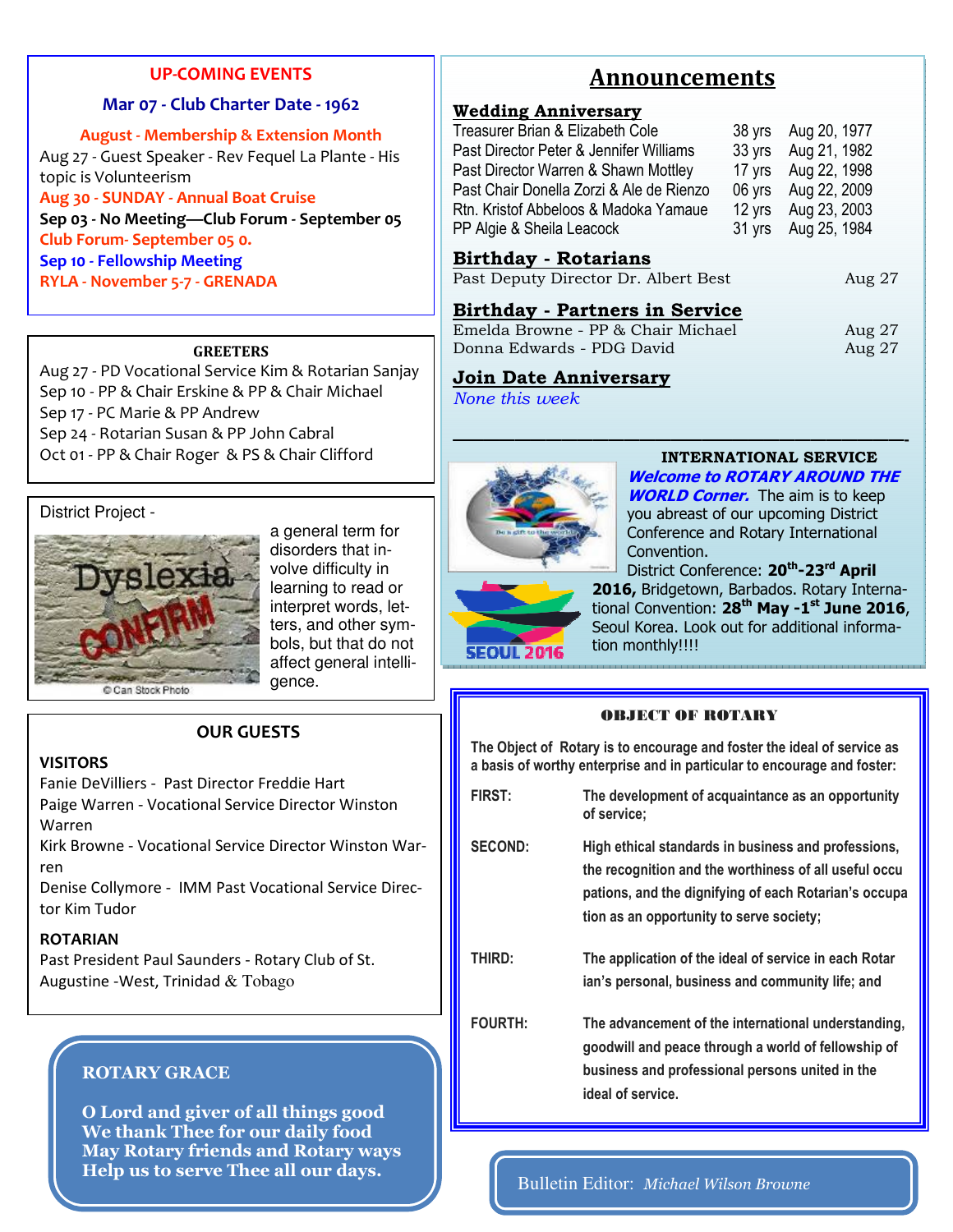## UP-COMING EVENTS

**Mar 07 - Club Charter Date - 1962**

**August - Membership & Extension Month**

Aug 27 - Guest Speaker - Rev Fequel La Plante - His topic is Volunteerism

**Aug 30 - SUNDAY - Annual Boat Cruise**

**Sep 03 - No Meeting—Club Forum - September 05**

**Club Forum- September 05 0.**

**Sep 10 - Fellowship Meeting**

**RYLA - November 5-7 - GRENADA**

## GREETERS

Aug 27 - PD Vocational Service Kim & Rotarian Sanjay
Sep 10 - PP & Chair Erskine & PP & Chair Michael
Sep 17 - PC Marie & PP Andrew
Sep 24 - Rotarian Susan & PP John Cabral
Oct 01 - PP & Chair Roger & PS & Chair Clifford

## District Project -

Dyslexia CONFIRM

© Can Stock Photo

a general term for disorders that involve difficulty in learning to read or interpret words, letters, and other symbols, but that do not affect general intelligence.

## OUR GUESTS

**VISITORS**

Fanie DeVilliers - Past Director Freddie Hart
Paige Warren - Vocational Service Director Winston Warren
Kirk Browne - Vocational Service Director Winston Warren
Denise Collymore - IMM Past Vocational Service Director Kim Tudor

**ROTARIAN**

Past President Paul Saunders - Rotary Club of St. Augustine -West, Trinidad & Tobago

## ROTARY GRACE

**O Lord and giver of all things good**
**We thank Thee for our daily food**
**May Rotary friends and Rotary ways**
**Help us to serve Thee all our days.**

# Announcements

## Wedding Anniversary

| | | |
|---|---|---|
| Treasurer Brian & Elizabeth Cole | 38 yrs | Aug 20, 1977 |
| Past Director Peter & Jennifer Williams | 33 yrs | Aug 21, 1982 |
| Past Director Warren & Shawn Mottley | 17 yrs | Aug 22, 1998 |
| Past Chair Donella Zorzi & Ale de Rienzo | 06 yrs | Aug 22, 2009 |
| Rtn. Kristof Abbeloos & Madoka Yamaue | 12 yrs | Aug 23, 2003 |
| PP Algie & Sheila Leacock | 31 yrs | Aug 25, 1984 |

## Birthday - Rotarians

Past Deputy Director Dr. Albert Best — Aug 27

## Birthday - Partners in Service

Emelda Browne - PP & Chair Michael — Aug 27
Donna Edwards - PDG David — Aug 27

## Join Date Anniversary

*None this week*

## INTERNATIONAL SERVICE

***Welcome to ROTARY AROUND THE WORLD Corner.*** The aim is to keep you abreast of our upcoming District Conference and Rotary International Convention.

District Conference: **20th-23rd April 2016,** Bridgetown, Barbados. Rotary International Convention: **28th May -1st June 2016**, Seoul Korea. Look out for additional information monthly!!!!

SEOUL 2016

## OBJECT OF ROTARY

**The Object of Rotary is to encourage and foster the ideal of service as a basis of worthy enterprise and in particular to encourage and foster:**

**FIRST:** The development of acquaintance as an opportunity of service;

**SECOND:** High ethical standards in business and professions, the recognition and the worthiness of all useful occupations, and the dignifying of each Rotarian's occupation as an opportunity to serve society;

**THIRD:** The application of the ideal of service in each Rotarian's personal, business and community life; and

**FOURTH:** The advancement of the international understanding, goodwill and peace through a world of fellowship of business and professional persons united in the ideal of service.

Bulletin Editor: *Michael Wilson Browne*